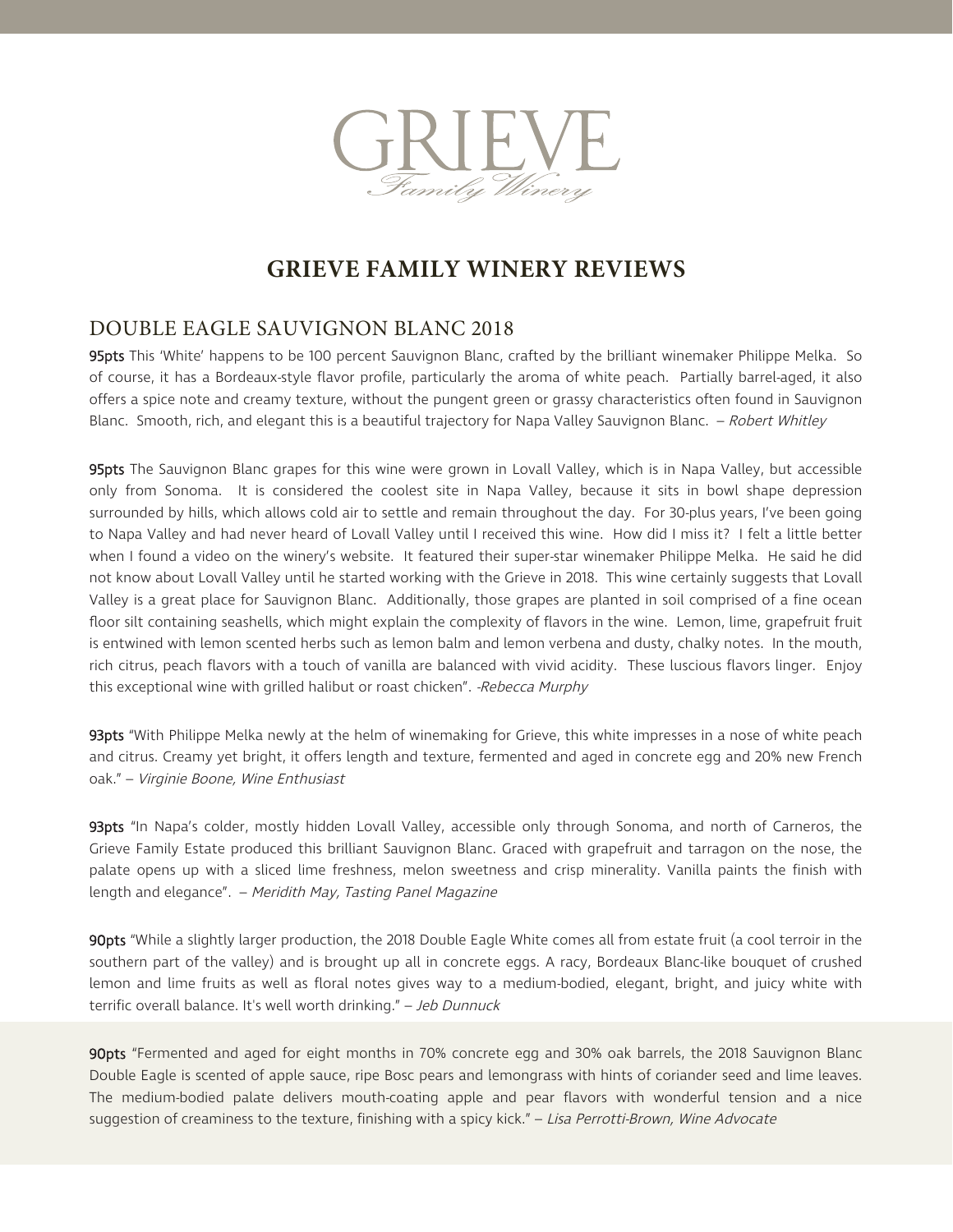GRIEVE

Family Winery

# GRIEVE FAMILY WINERY REVIEWS

## DOUBLE EAGLE SAUVIGNON BLANC 2018

**95pts** This 'White' happens to be 100 percent Sauvignon Blanc, crafted by the brilliant winemaker Philippe Melka. So of course, it has a Bordeaux-style flavor profile, particularly the aroma of white peach. Partially barrel-aged, it also offers a spice note and creamy texture, without the pungent green or grassy characteristics often found in Sauvignon Blanc. Smooth, rich, and elegant this is a beautiful trajectory for Napa Valley Sauvignon Blanc. – *Robert Whitley*

**95pts** The Sauvignon Blanc grapes for this wine were grown in Lovall Valley, which is in Napa Valley, but accessible only from Sonoma. It is considered the coolest site in Napa Valley, because it sits in bowl shape depression surrounded by hills, which allows cold air to settle and remain throughout the day. For 30-plus years, I've been going to Napa Valley and had never heard of Lovall Valley until I received this wine. How did I miss it? I felt a little better when I found a video on the winery's website. It featured their super-star winemaker Philippe Melka. He said he did not know about Lovall Valley until he started working with the Grieve in 2018. This wine certainly suggests that Lovall Valley is a great place for Sauvignon Blanc. Additionally, those grapes are planted in soil comprised of a fine ocean floor silt containing seashells, which might explain the complexity of flavors in the wine. Lemon, lime, grapefruit fruit is entwined with lemon scented herbs such as lemon balm and lemon verbena and dusty, chalky notes. In the mouth, rich citrus, peach flavors with a touch of vanilla are balanced with vivid acidity. These luscious flavors linger. Enjoy this exceptional wine with grilled halibut or roast chicken". -*Rebecca Murphy*

**93pts** "With Philippe Melka newly at the helm of winemaking for Grieve, this white impresses in a nose of white peach and citrus. Creamy yet bright, it offers length and texture, fermented and aged in concrete egg and 20% new French oak." – *Virginie Boone, Wine Enthusiast*

**93pts** "In Napa's colder, mostly hidden Lovall Valley, accessible only through Sonoma, and north of Carneros, the Grieve Family Estate produced this brilliant Sauvignon Blanc. Graced with grapefruit and tarragon on the nose, the palate opens up with a sliced lime freshness, melon sweetness and crisp minerality. Vanilla paints the finish with length and elegance". – *Meridith May, Tasting Panel Magazine*

**90pts** "While a slightly larger production, the 2018 Double Eagle White comes all from estate fruit (a cool terroir in the southern part of the valley) and is brought up all in concrete eggs. A racy, Bordeaux Blanc-like bouquet of crushed lemon and lime fruits as well as floral notes gives way to a medium-bodied, elegant, bright, and juicy white with terrific overall balance. It's well worth drinking." – *Jeb Dunnuck*

**90pts** "Fermented and aged for eight months in 70% concrete egg and 30% oak barrels, the 2018 Sauvignon Blanc Double Eagle is scented of apple sauce, ripe Bosc pears and lemongrass with hints of coriander seed and lime leaves. The medium-bodied palate delivers mouth-coating apple and pear flavors with wonderful tension and a nice suggestion of creaminess to the texture, finishing with a spicy kick." – *Lisa Perrotti-Brown, Wine Advocate*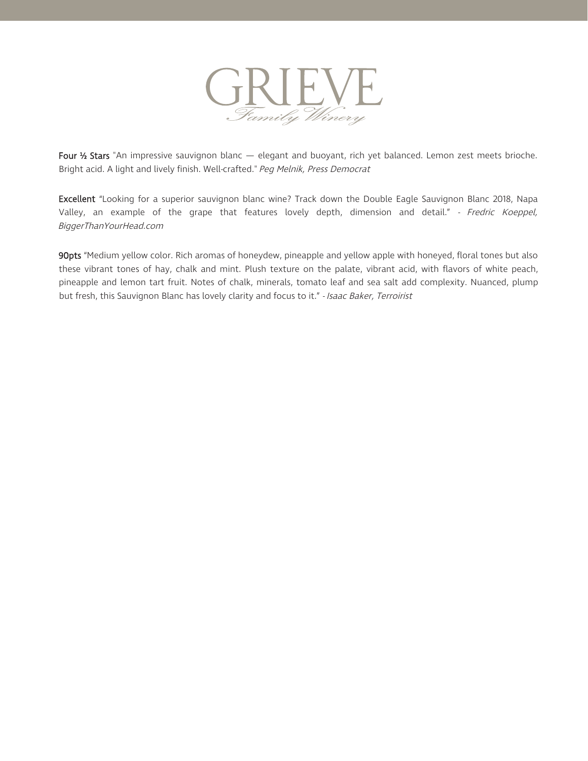# GRIEVE

*Family Winery*

**Four ½ Stars** "An impressive sauvignon blanc — elegant and buoyant, rich yet balanced. Lemon zest meets brioche. Bright acid. A light and lively finish. Well-crafted." *Peg Melnik, Press Democrat*

**Excellent** "Looking for a superior sauvignon blanc wine? Track down the Double Eagle Sauvignon Blanc 2018, Napa Valley, an example of the grape that features lovely depth, dimension and detail." - *Fredric Koeppel, BiggerThanYourHead.com*

**90pts** "Medium yellow color. Rich aromas of honeydew, pineapple and yellow apple with honeyed, floral tones but also these vibrant tones of hay, chalk and mint. Plush texture on the palate, vibrant acid, with flavors of white peach, pineapple and lemon tart fruit. Notes of chalk, minerals, tomato leaf and sea salt add complexity. Nuanced, plump but fresh, this Sauvignon Blanc has lovely clarity and focus to it." - *Isaac Baker, Terroirist*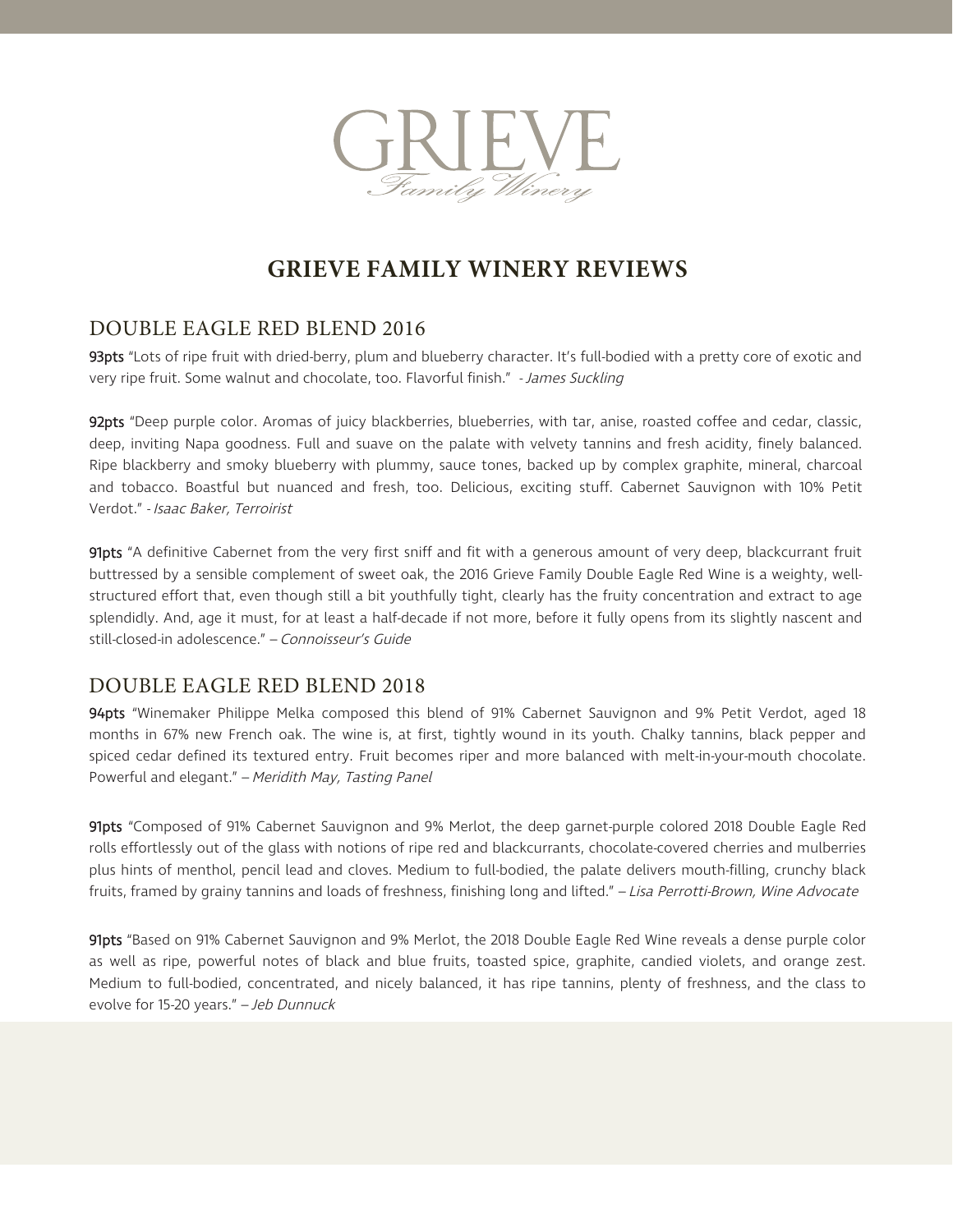GRIEVE

*Family Winery*

# GRIEVE FAMILY WINERY REVIEWS

## DOUBLE EAGLE RED BLEND 2016

**93pts** "Lots of ripe fruit with dried-berry, plum and blueberry character. It's full-bodied with a pretty core of exotic and very ripe fruit. Some walnut and chocolate, too. Flavorful finish." - *James Suckling*

**92pts** "Deep purple color. Aromas of juicy blackberries, blueberries, with tar, anise, roasted coffee and cedar, classic, deep, inviting Napa goodness. Full and suave on the palate with velvety tannins and fresh acidity, finely balanced. Ripe blackberry and smoky blueberry with plummy, sauce tones, backed up by complex graphite, mineral, charcoal and tobacco. Boastful but nuanced and fresh, too. Delicious, exciting stuff. Cabernet Sauvignon with 10% Petit Verdot." - *Isaac Baker, Terroirist*

**91pts** "A definitive Cabernet from the very first sniff and fit with a generous amount of very deep, blackcurrant fruit buttressed by a sensible complement of sweet oak, the 2016 Grieve Family Double Eagle Red Wine is a weighty, well-structured effort that, even though still a bit youthfully tight, clearly has the fruity concentration and extract to age splendidly. And, age it must, for at least a half-decade if not more, before it fully opens from its slightly nascent and still-closed-in adolescence." – *Connoisseur's Guide*

## DOUBLE EAGLE RED BLEND 2018

**94pts** "Winemaker Philippe Melka composed this blend of 91% Cabernet Sauvignon and 9% Petit Verdot, aged 18 months in 67% new French oak. The wine is, at first, tightly wound in its youth. Chalky tannins, black pepper and spiced cedar defined its textured entry. Fruit becomes riper and more balanced with melt-in-your-mouth chocolate. Powerful and elegant." – *Meridith May, Tasting Panel*

**91pts** "Composed of 91% Cabernet Sauvignon and 9% Merlot, the deep garnet-purple colored 2018 Double Eagle Red rolls effortlessly out of the glass with notions of ripe red and blackcurrants, chocolate-covered cherries and mulberries plus hints of menthol, pencil lead and cloves. Medium to full-bodied, the palate delivers mouth-filling, crunchy black fruits, framed by grainy tannins and loads of freshness, finishing long and lifted." – *Lisa Perrotti-Brown, Wine Advocate*

**91pts** "Based on 91% Cabernet Sauvignon and 9% Merlot, the 2018 Double Eagle Red Wine reveals a dense purple color as well as ripe, powerful notes of black and blue fruits, toasted spice, graphite, candied violets, and orange zest. Medium to full-bodied, concentrated, and nicely balanced, it has ripe tannins, plenty of freshness, and the class to evolve for 15-20 years." – *Jeb Dunnuck*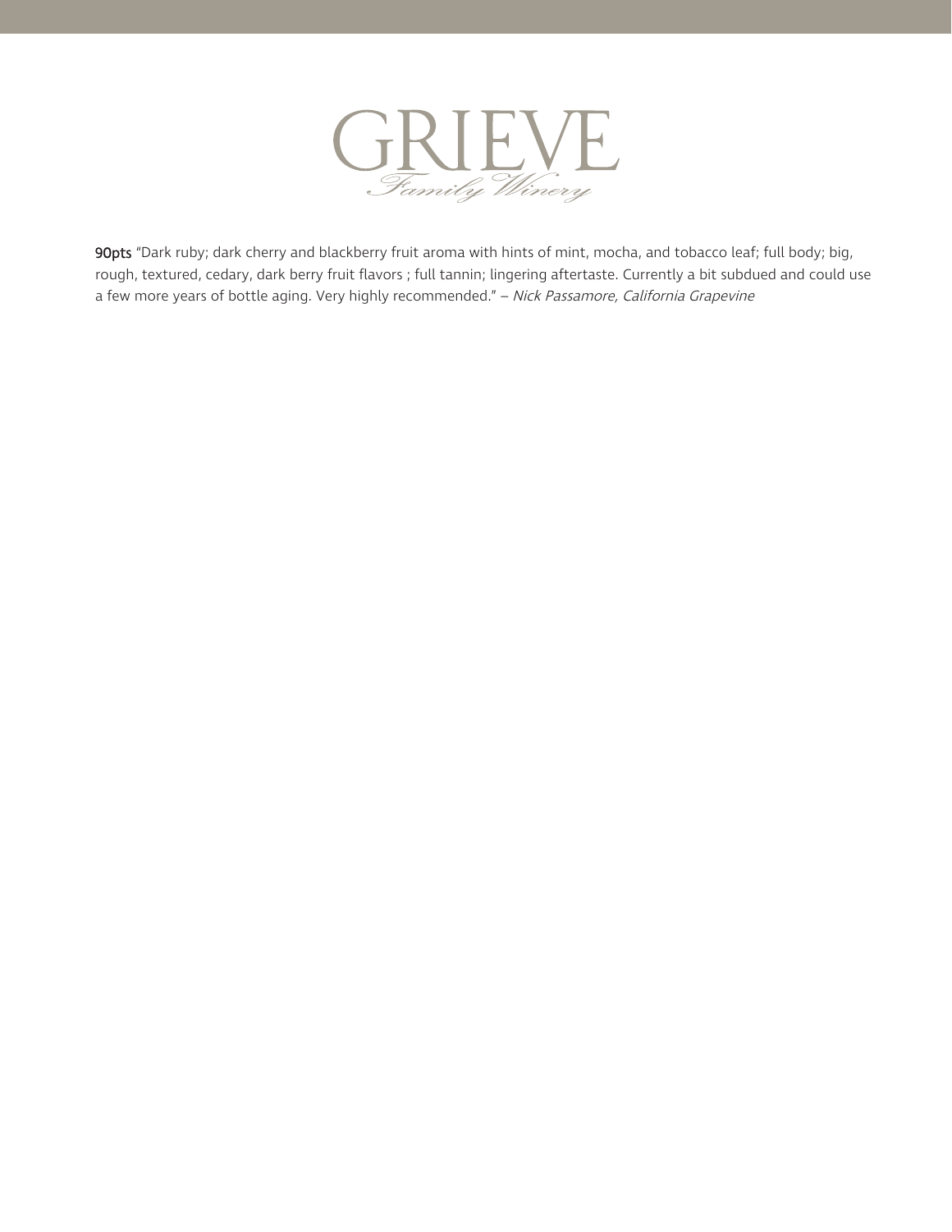GRIEVE

Family Winery

**90pts** "Dark ruby; dark cherry and blackberry fruit aroma with hints of mint, mocha, and tobacco leaf; full body; big, rough, textured, cedary, dark berry fruit flavors ; full tannin; lingering aftertaste. Currently a bit subdued and could use a few more years of bottle aging. Very highly recommended." – *Nick Passamore, California Grapevine*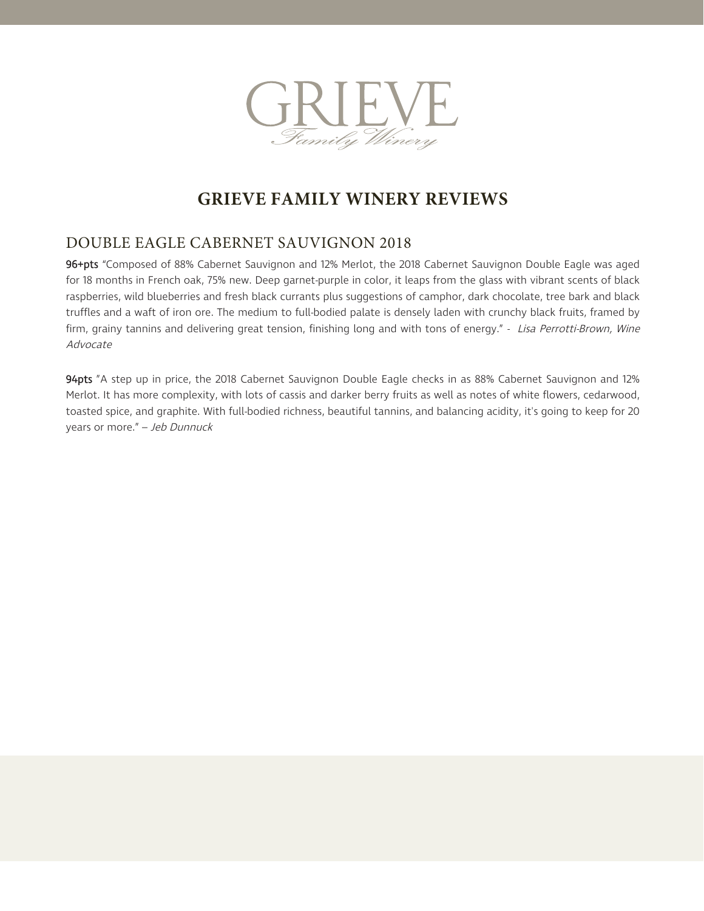GRIEVE

*Family Winery*

# GRIEVE FAMILY WINERY REVIEWS

## DOUBLE EAGLE CABERNET SAUVIGNON 2018

**96+pts** "Composed of 88% Cabernet Sauvignon and 12% Merlot, the 2018 Cabernet Sauvignon Double Eagle was aged for 18 months in French oak, 75% new. Deep garnet-purple in color, it leaps from the glass with vibrant scents of black raspberries, wild blueberries and fresh black currants plus suggestions of camphor, dark chocolate, tree bark and black truffles and a waft of iron ore. The medium to full-bodied palate is densely laden with crunchy black fruits, framed by firm, grainy tannins and delivering great tension, finishing long and with tons of energy." - *Lisa Perrotti-Brown, Wine Advocate*

**94pts** "A step up in price, the 2018 Cabernet Sauvignon Double Eagle checks in as 88% Cabernet Sauvignon and 12% Merlot. It has more complexity, with lots of cassis and darker berry fruits as well as notes of white flowers, cedarwood, toasted spice, and graphite. With full-bodied richness, beautiful tannins, and balancing acidity, it's going to keep for 20 years or more." – *Jeb Dunnuck*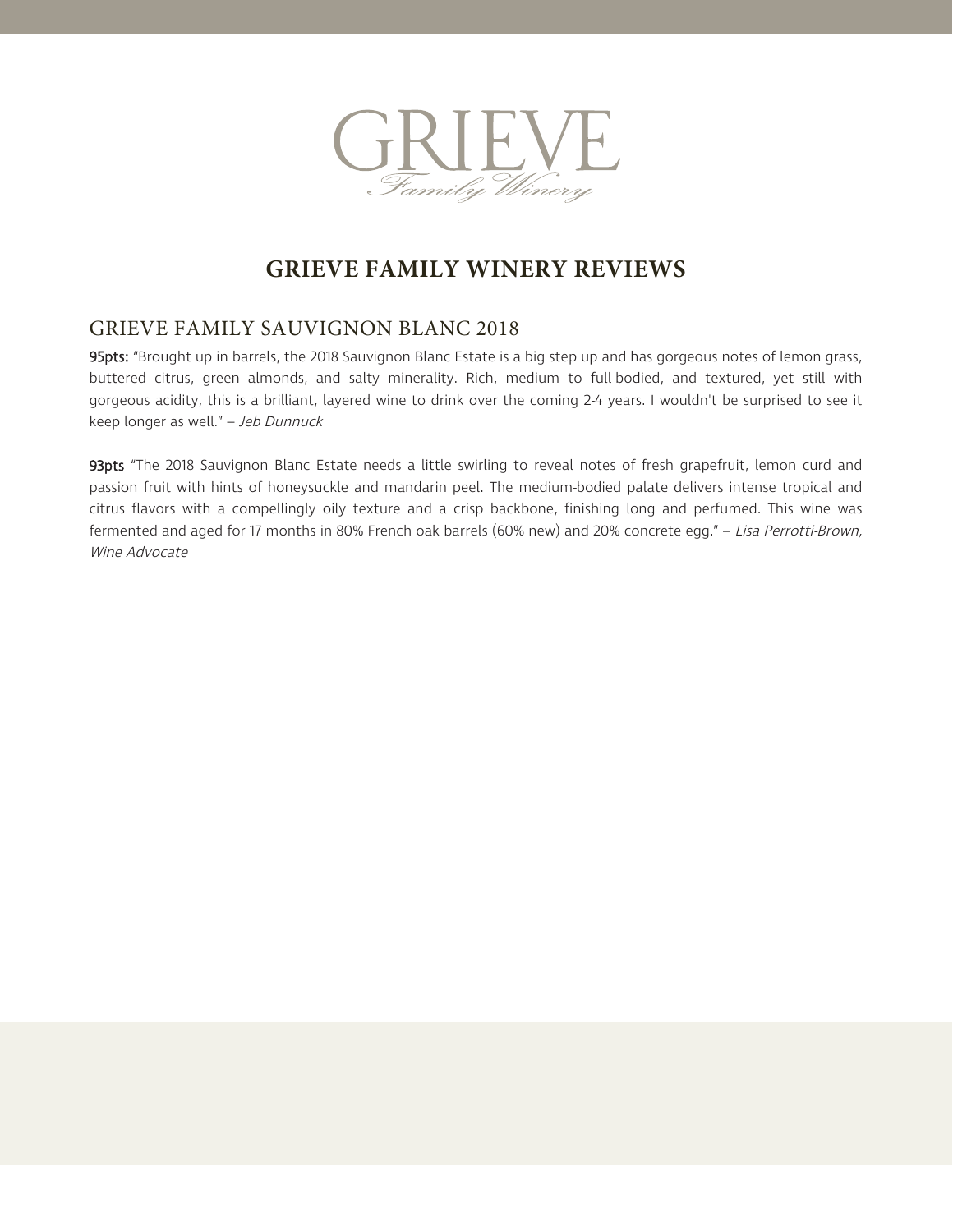GRIEVE

*Family Winery*

# GRIEVE FAMILY WINERY REVIEWS

## GRIEVE FAMILY SAUVIGNON BLANC 2018

**95pts:** "Brought up in barrels, the 2018 Sauvignon Blanc Estate is a big step up and has gorgeous notes of lemon grass, buttered citrus, green almonds, and salty minerality. Rich, medium to full-bodied, and textured, yet still with gorgeous acidity, this is a brilliant, layered wine to drink over the coming 2-4 years. I wouldn't be surprised to see it keep longer as well." – *Jeb Dunnuck*

**93pts** "The 2018 Sauvignon Blanc Estate needs a little swirling to reveal notes of fresh grapefruit, lemon curd and passion fruit with hints of honeysuckle and mandarin peel. The medium-bodied palate delivers intense tropical and citrus flavors with a compellingly oily texture and a crisp backbone, finishing long and perfumed. This wine was fermented and aged for 17 months in 80% French oak barrels (60% new) and 20% concrete egg." – *Lisa Perrotti-Brown, Wine Advocate*